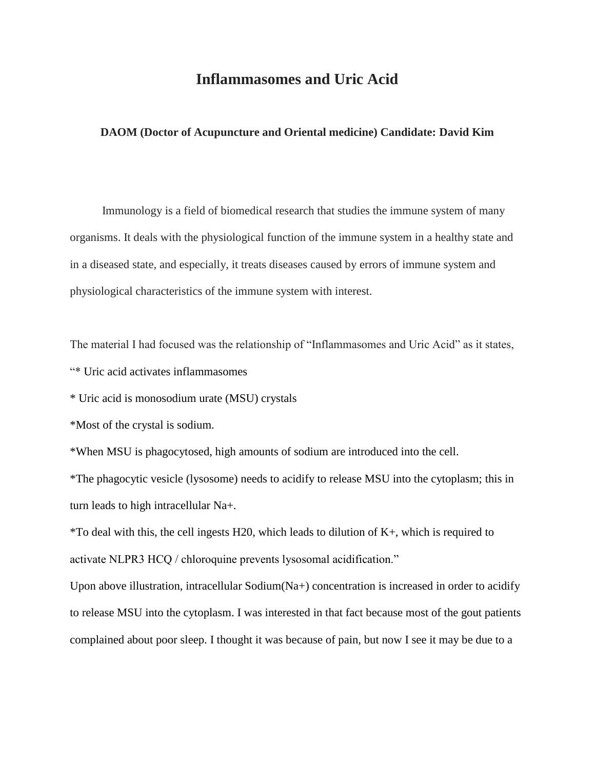# Inflammasomes and Uric Acid

**DAOM (Doctor of Acupuncture and Oriental medicine) Candidate: David Kim**

Immunology is a field of biomedical research that studies the immune system of many organisms. It deals with the physiological function of the immune system in a healthy state and in a diseased state, and especially, it treats diseases caused by errors of immune system and physiological characteristics of the immune system with interest.

The material I had focused was the relationship of "Inflammasomes and Uric Acid" as it states,

"* Uric acid activates inflammasomes

* Uric acid is monosodium urate (MSU) crystals

*Most of the crystal is sodium.

*When MSU is phagocytosed, high amounts of sodium are introduced into the cell.

*The phagocytic vesicle (lysosome) needs to acidify to release MSU into the cytoplasm; this in turn leads to high intracellular Na+.

*To deal with this, the cell ingests H20, which leads to dilution of K+, which is required to activate NLPR3 HCQ / chloroquine prevents lysosomal acidification."

Upon above illustration, intracellular Sodium(Na+) concentration is increased in order to acidify to release MSU into the cytoplasm. I was interested in that fact because most of the gout patients complained about poor sleep. I thought it was because of pain, but now I see it may be due to a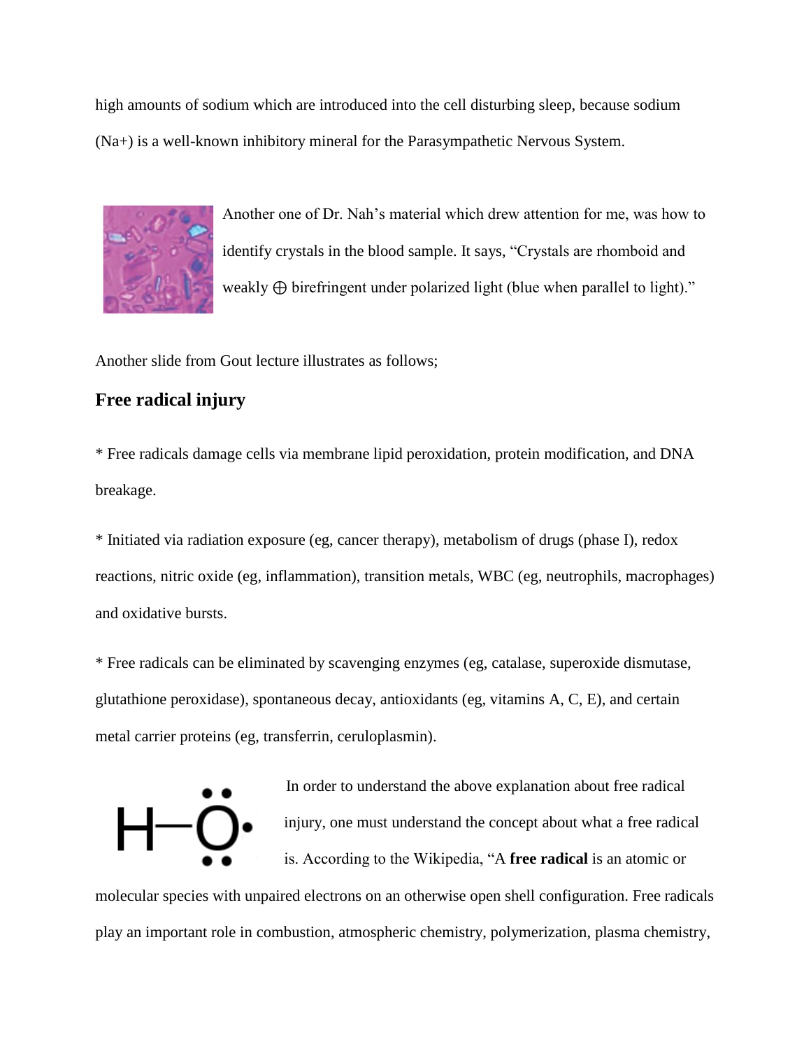high amounts of sodium which are introduced into the cell disturbing sleep, because sodium ($Na^+$) is a well-known inhibitory mineral for the Parasympathetic Nervous System.

Another one of Dr. Nah's material which drew attention for me, was how to identify crystals in the blood sample. It says, "Crystals are rhomboid and weakly ⊕ birefringent under polarized light (blue when parallel to light)."

Another slide from Gout lecture illustrates as follows;

## Free radical injury

* Free radicals damage cells via membrane lipid peroxidation, protein modification, and DNA breakage.

* Initiated via radiation exposure (eg, cancer therapy), metabolism of drugs (phase I), redox reactions, nitric oxide (eg, inflammation), transition metals, WBC (eg, neutrophils, macrophages) and oxidative bursts.

* Free radicals can be eliminated by scavenging enzymes (eg, catalase, superoxide dismutase, glutathione peroxidase), spontaneous decay, antioxidants (eg, vitamins A, C, E), and certain metal carrier proteins (eg, transferrin, ceruloplasmin).

In order to understand the above explanation about free radical injury, one must understand the concept about what a free radical is. According to the Wikipedia, "A **free radical** is an atomic or molecular species with unpaired electrons on an otherwise open shell configuration. Free radicals play an important role in combustion, atmospheric chemistry, polymerization, plasma chemistry,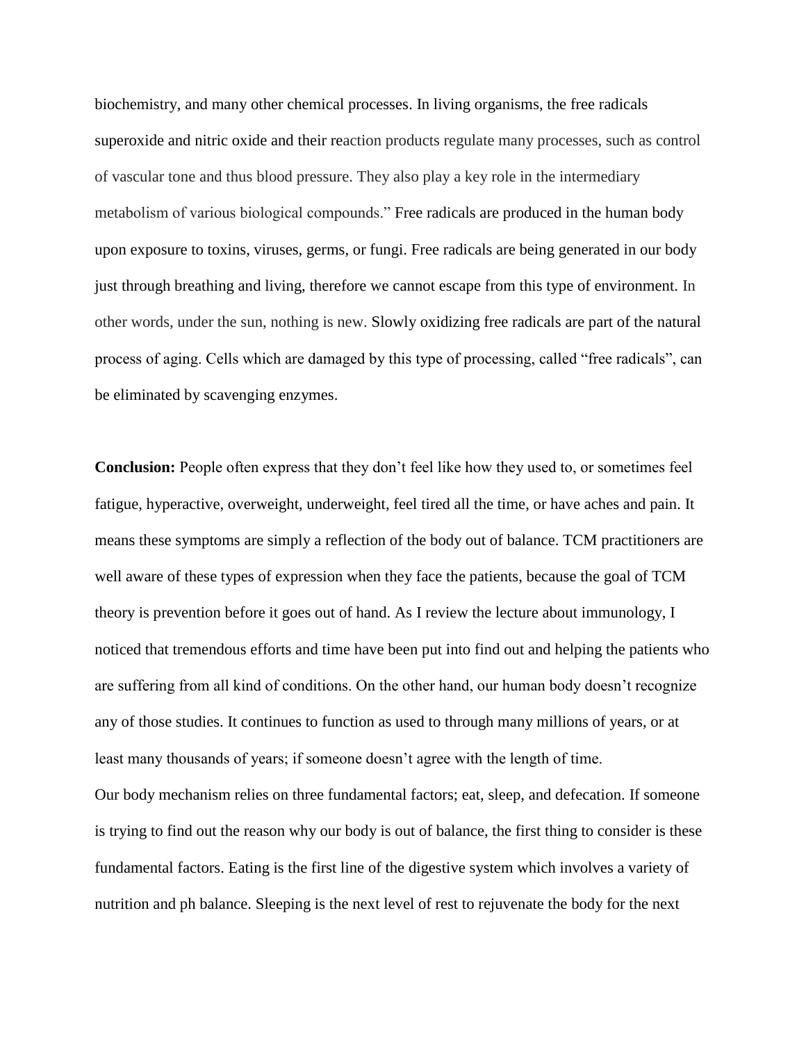biochemistry, and many other chemical processes. In living organisms, the free radicals superoxide and nitric oxide and their reaction products regulate many processes, such as control of vascular tone and thus blood pressure. They also play a key role in the intermediary metabolism of various biological compounds." Free radicals are produced in the human body upon exposure to toxins, viruses, germs, or fungi. Free radicals are being generated in our body just through breathing and living, therefore we cannot escape from this type of environment. In other words, under the sun, nothing is new. Slowly oxidizing free radicals are part of the natural process of aging. Cells which are damaged by this type of processing, called "free radicals", can be eliminated by scavenging enzymes.

**Conclusion:** People often express that they don't feel like how they used to, or sometimes feel fatigue, hyperactive, overweight, underweight, feel tired all the time, or have aches and pain. It means these symptoms are simply a reflection of the body out of balance. TCM practitioners are well aware of these types of expression when they face the patients, because the goal of TCM theory is prevention before it goes out of hand. As I review the lecture about immunology, I noticed that tremendous efforts and time have been put into find out and helping the patients who are suffering from all kind of conditions. On the other hand, our human body doesn't recognize any of those studies. It continues to function as used to through many millions of years, or at least many thousands of years; if someone doesn't agree with the length of time.

Our body mechanism relies on three fundamental factors; eat, sleep, and defecation. If someone is trying to find out the reason why our body is out of balance, the first thing to consider is these fundamental factors. Eating is the first line of the digestive system which involves a variety of nutrition and ph balance. Sleeping is the next level of rest to rejuvenate the body for the next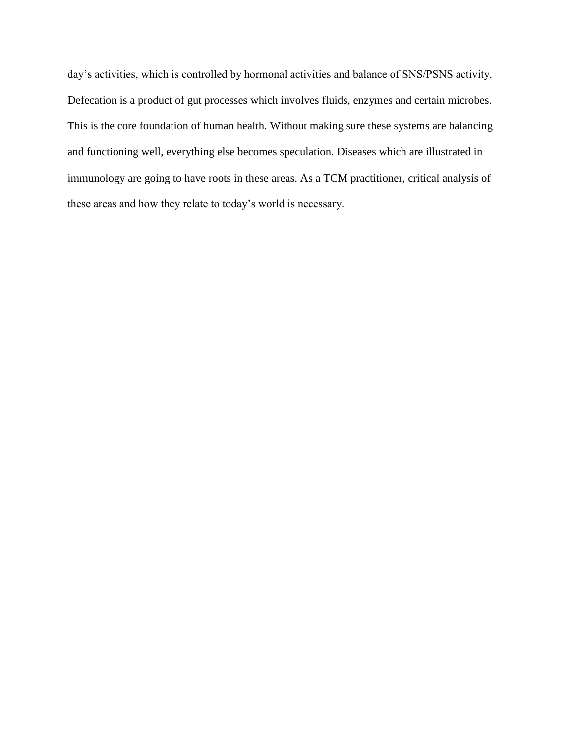day's activities, which is controlled by hormonal activities and balance of SNS/PSNS activity. Defecation is a product of gut processes which involves fluids, enzymes and certain microbes. This is the core foundation of human health. Without making sure these systems are balancing and functioning well, everything else becomes speculation. Diseases which are illustrated in immunology are going to have roots in these areas. As a TCM practitioner, critical analysis of these areas and how they relate to today's world is necessary.